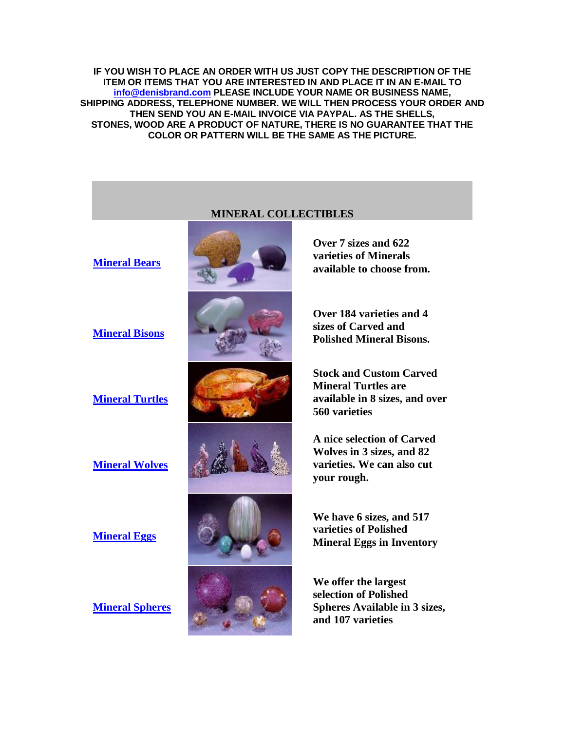**IF YOU WISH TO PLACE AN ORDER WITH US JUST COPY THE DESCRIPTION OF THE ITEM OR ITEMS THAT YOU ARE INTERESTED IN AND PLACE IT IN AN E-MAIL TO info@denisbrand.com PLEASE INCLUDE YOUR NAME OR BUSINESS NAME, SHIPPING ADDRESS, TELEPHONE NUMBER. WE WILL THEN PROCESS YOUR ORDER AND THEN SEND YOU AN E-MAIL INVOICE VIA PAYPAL. AS THE SHELLS, STONES, WOOD ARE A PRODUCT OF NATURE, THERE IS NO GUARANTEE THAT THE COLOR OR PATTERN WILL BE THE SAME AS THE PICTURE.**

## MINERAL COLLECTIBLES

| | |
|---|---|
| Mineral Bears | **Over 7 sizes and 622 varieties of Minerals available to choose from.** |
| Mineral Bisons | **Over 184 varieties and 4 sizes of Carved and Polished Mineral Bisons.** |
| Mineral Turtles | **Stock and Custom Carved Mineral Turtles are available in 8 sizes, and over 560 varieties** |
| Mineral Wolves | **A nice selection of Carved Wolves in 3 sizes, and 82 varieties. We can also cut your rough.** |
| Mineral Eggs | **We have 6 sizes, and 517 varieties of Polished Mineral Eggs in Inventory** |
| Mineral Spheres | **We offer the largest selection of Polished Spheres Available in 3 sizes, and 107 varieties** |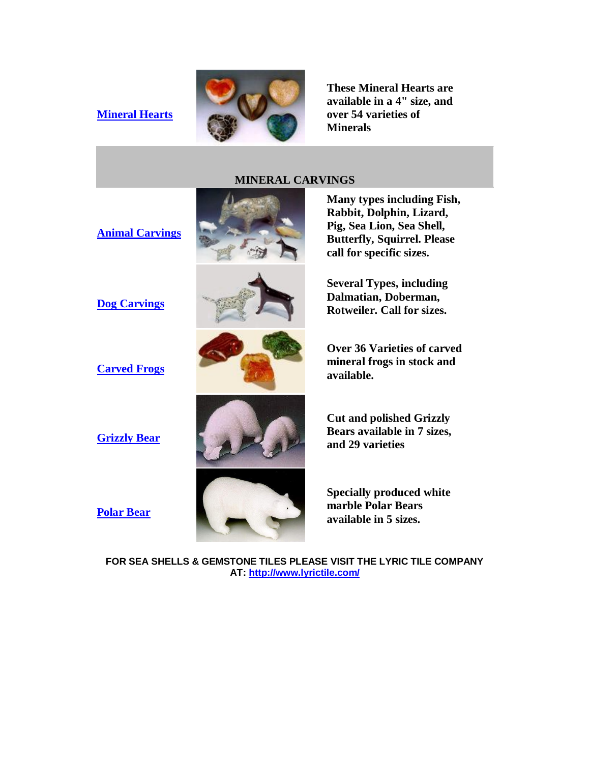**Mineral Hearts**

**These Mineral Hearts are available in a 4" size, and over 54 varieties of Minerals**

## MINERAL CARVINGS

**Animal Carvings**

**Many types including Fish, Rabbit, Dolphin, Lizard, Pig, Sea Lion, Sea Shell, Butterfly, Squirrel. Please call for specific sizes.**

**Dog Carvings**

**Several Types, including Dalmatian, Doberman, Rotweiler. Call for sizes.**

**Carved Frogs**

**Over 36 Varieties of carved mineral frogs in stock and available.**

**Grizzly Bear**

**Cut and polished Grizzly Bears available in 7 sizes, and 29 varieties**

**Polar Bear**

**Specially produced white marble Polar Bears available in 5 sizes.**

**FOR SEA SHELLS & GEMSTONE TILES PLEASE VISIT THE LYRIC TILE COMPANY AT: http://www.lyrictile.com/**